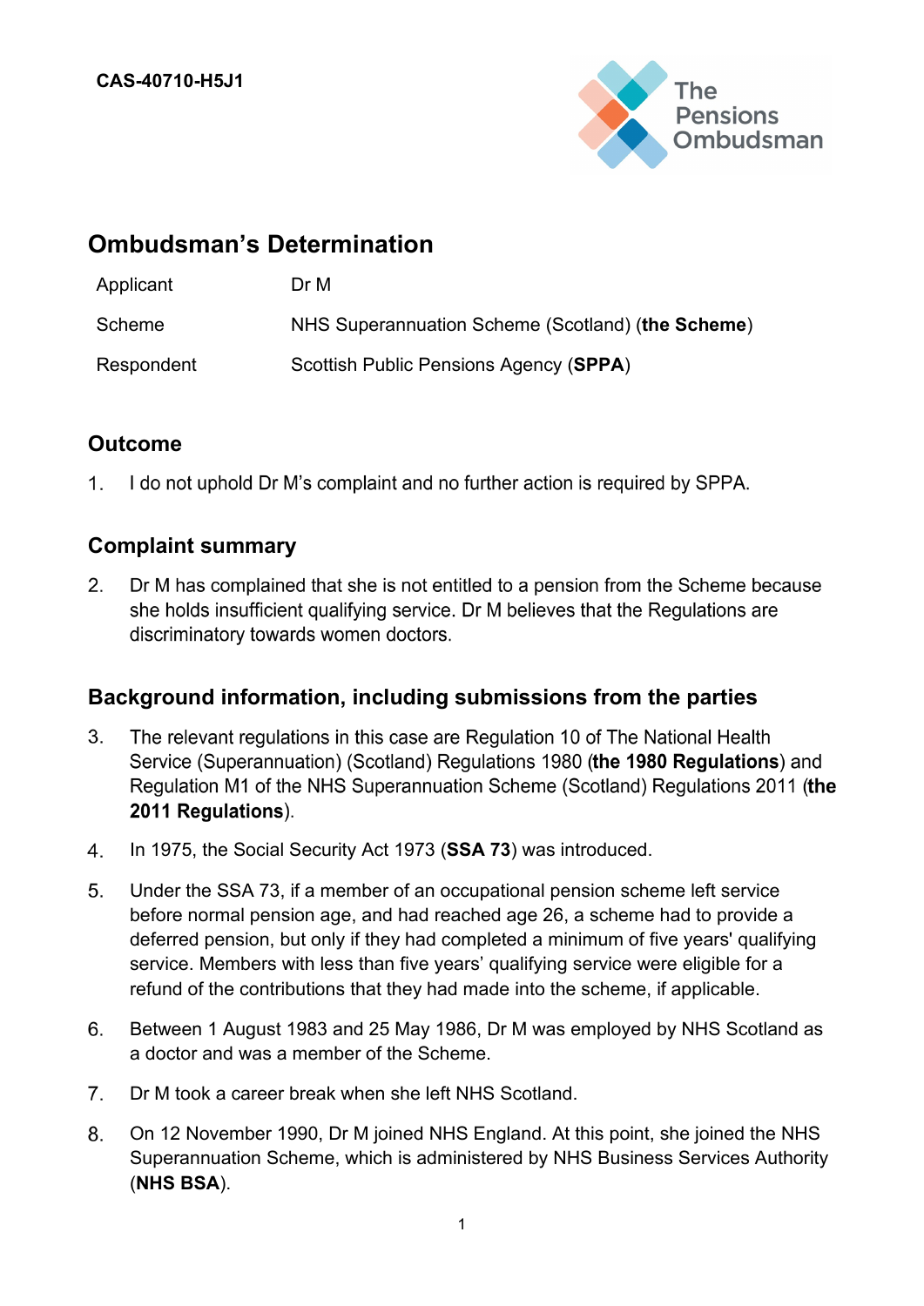CAS-40710-H5J1

The Pensions Ombudsman

# Ombudsman's Determination

| Applicant | Dr M |
| --- | --- |
| Scheme | NHS Superannuation Scheme (Scotland) (**the Scheme**) |
| Respondent | Scottish Public Pensions Agency (**SPPA**) |

## Outcome

1. I do not uphold Dr M's complaint and no further action is required by SPPA.

## Complaint summary

2. Dr M has complained that she is not entitled to a pension from the Scheme because she holds insufficient qualifying service. Dr M believes that the Regulations are discriminatory towards women doctors.

## Background information, including submissions from the parties

3. The relevant regulations in this case are Regulation 10 of The National Health Service (Superannuation) (Scotland) Regulations 1980 (**the 1980 Regulations**) and Regulation M1 of the NHS Superannuation Scheme (Scotland) Regulations 2011 (**the 2011 Regulations**).

4. In 1975, the Social Security Act 1973 (**SSA 73**) was introduced.

5. Under the SSA 73, if a member of an occupational pension scheme left service before normal pension age, and had reached age 26, a scheme had to provide a deferred pension, but only if they had completed a minimum of five years' qualifying service. Members with less than five years' qualifying service were eligible for a refund of the contributions that they had made into the scheme, if applicable.

6. Between 1 August 1983 and 25 May 1986, Dr M was employed by NHS Scotland as a doctor and was a member of the Scheme.

7. Dr M took a career break when she left NHS Scotland.

8. On 12 November 1990, Dr M joined NHS England. At this point, she joined the NHS Superannuation Scheme, which is administered by NHS Business Services Authority (**NHS BSA**).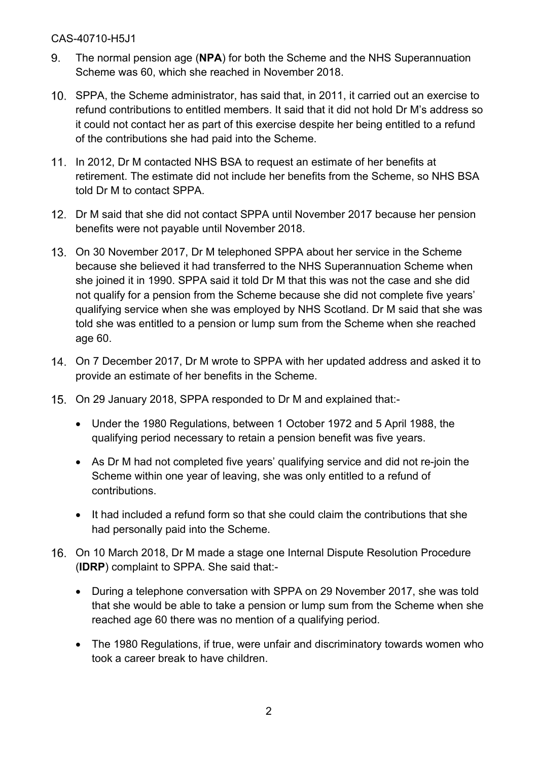9. The normal pension age (**NPA**) for both the Scheme and the NHS Superannuation Scheme was 60, which she reached in November 2018.

10. SPPA, the Scheme administrator, has said that, in 2011, it carried out an exercise to refund contributions to entitled members. It said that it did not hold Dr M's address so it could not contact her as part of this exercise despite her being entitled to a refund of the contributions she had paid into the Scheme.

11. In 2012, Dr M contacted NHS BSA to request an estimate of her benefits at retirement. The estimate did not include her benefits from the Scheme, so NHS BSA told Dr M to contact SPPA.

12. Dr M said that she did not contact SPPA until November 2017 because her pension benefits were not payable until November 2018.

13. On 30 November 2017, Dr M telephoned SPPA about her service in the Scheme because she believed it had transferred to the NHS Superannuation Scheme when she joined it in 1990. SPPA said it told Dr M that this was not the case and she did not qualify for a pension from the Scheme because she did not complete five years' qualifying service when she was employed by NHS Scotland. Dr M said that she was told she was entitled to a pension or lump sum from the Scheme when she reached age 60.

14. On 7 December 2017, Dr M wrote to SPPA with her updated address and asked it to provide an estimate of her benefits in the Scheme.

15. On 29 January 2018, SPPA responded to Dr M and explained that:-

    - Under the 1980 Regulations, between 1 October 1972 and 5 April 1988, the qualifying period necessary to retain a pension benefit was five years.
    - As Dr M had not completed five years' qualifying service and did not re-join the Scheme within one year of leaving, she was only entitled to a refund of contributions.
    - It had included a refund form so that she could claim the contributions that she had personally paid into the Scheme.

16. On 10 March 2018, Dr M made a stage one Internal Dispute Resolution Procedure (**IDRP**) complaint to SPPA. She said that:-

    - During a telephone conversation with SPPA on 29 November 2017, she was told that she would be able to take a pension or lump sum from the Scheme when she reached age 60 there was no mention of a qualifying period.
    - The 1980 Regulations, if true, were unfair and discriminatory towards women who took a career break to have children.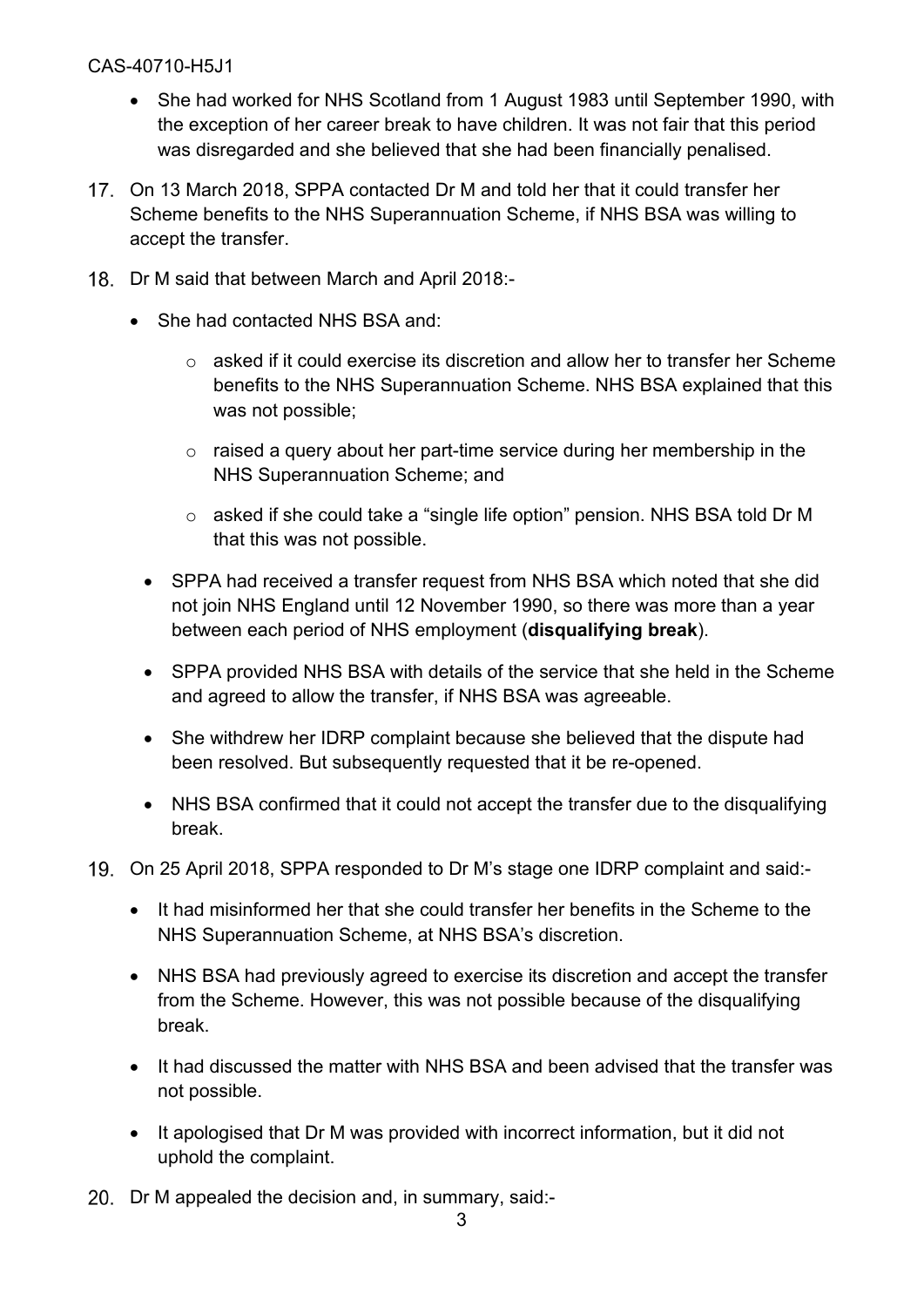- She had worked for NHS Scotland from 1 August 1983 until September 1990, with the exception of her career break to have children. It was not fair that this period was disregarded and she believed that she had been financially penalised.

17. On 13 March 2018, SPPA contacted Dr M and told her that it could transfer her Scheme benefits to the NHS Superannuation Scheme, if NHS BSA was willing to accept the transfer.

18. Dr M said that between March and April 2018:-

    - She had contacted NHS BSA and:
        - asked if it could exercise its discretion and allow her to transfer her Scheme benefits to the NHS Superannuation Scheme. NHS BSA explained that this was not possible;
        - raised a query about her part-time service during her membership in the NHS Superannuation Scheme; and
        - asked if she could take a "single life option" pension. NHS BSA told Dr M that this was not possible.
    - SPPA had received a transfer request from NHS BSA which noted that she did not join NHS England until 12 November 1990, so there was more than a year between each period of NHS employment (**disqualifying break**).
    - SPPA provided NHS BSA with details of the service that she held in the Scheme and agreed to allow the transfer, if NHS BSA was agreeable.
    - She withdrew her IDRP complaint because she believed that the dispute had been resolved. But subsequently requested that it be re-opened.
    - NHS BSA confirmed that it could not accept the transfer due to the disqualifying break.

19. On 25 April 2018, SPPA responded to Dr M's stage one IDRP complaint and said:-

    - It had misinformed her that she could transfer her benefits in the Scheme to the NHS Superannuation Scheme, at NHS BSA's discretion.
    - NHS BSA had previously agreed to exercise its discretion and accept the transfer from the Scheme. However, this was not possible because of the disqualifying break.
    - It had discussed the matter with NHS BSA and been advised that the transfer was not possible.
    - It apologised that Dr M was provided with incorrect information, but it did not uphold the complaint.

20. Dr M appealed the decision and, in summary, said:-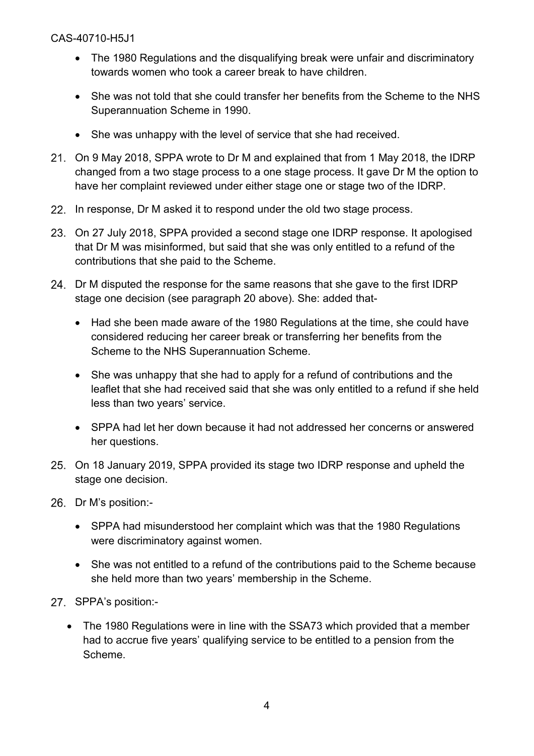- The 1980 Regulations and the disqualifying break were unfair and discriminatory towards women who took a career break to have children.

- She was not told that she could transfer her benefits from the Scheme to the NHS Superannuation Scheme in 1990.

- She was unhappy with the level of service that she had received.

21. On 9 May 2018, SPPA wrote to Dr M and explained that from 1 May 2018, the IDRP changed from a two stage process to a one stage process. It gave Dr M the option to have her complaint reviewed under either stage one or stage two of the IDRP.

22. In response, Dr M asked it to respond under the old two stage process.

23. On 27 July 2018, SPPA provided a second stage one IDRP response. It apologised that Dr M was misinformed, but said that she was only entitled to a refund of the contributions that she paid to the Scheme.

24. Dr M disputed the response for the same reasons that she gave to the first IDRP stage one decision (see paragraph 20 above). She: added that-

    - Had she been made aware of the 1980 Regulations at the time, she could have considered reducing her career break or transferring her benefits from the Scheme to the NHS Superannuation Scheme.

    - She was unhappy that she had to apply for a refund of contributions and the leaflet that she had received said that she was only entitled to a refund if she held less than two years' service.

    - SPPA had let her down because it had not addressed her concerns or answered her questions.

25. On 18 January 2019, SPPA provided its stage two IDRP response and upheld the stage one decision.

26. Dr M's position:-

    - SPPA had misunderstood her complaint which was that the 1980 Regulations were discriminatory against women.

    - She was not entitled to a refund of the contributions paid to the Scheme because she held more than two years' membership in the Scheme.

27. SPPA's position:-

    - The 1980 Regulations were in line with the SSA73 which provided that a member had to accrue five years' qualifying service to be entitled to a pension from the Scheme.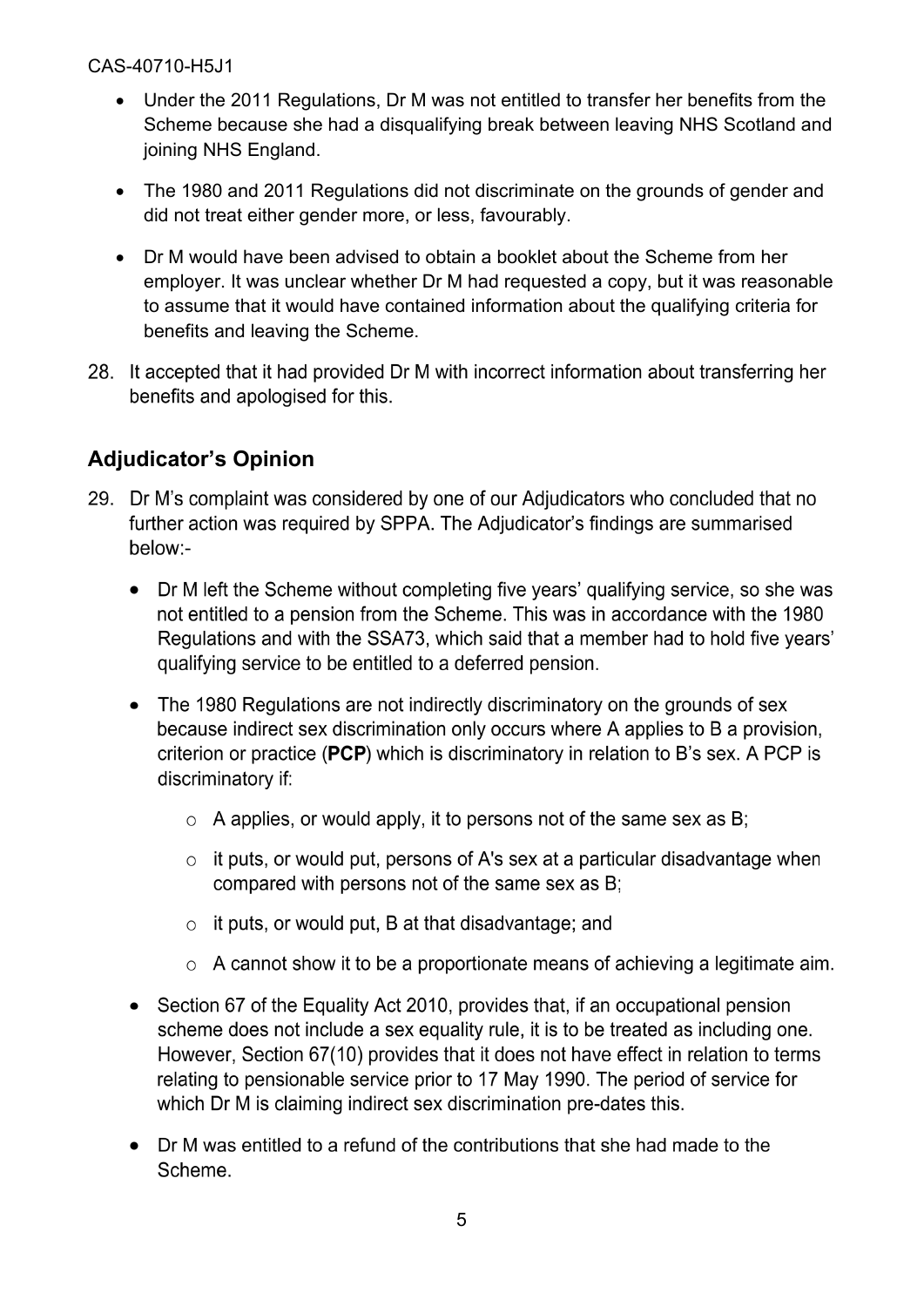- Under the 2011 Regulations, Dr M was not entitled to transfer her benefits from the Scheme because she had a disqualifying break between leaving NHS Scotland and joining NHS England.
- The 1980 and 2011 Regulations did not discriminate on the grounds of gender and did not treat either gender more, or less, favourably.
- Dr M would have been advised to obtain a booklet about the Scheme from her employer. It was unclear whether Dr M had requested a copy, but it was reasonable to assume that it would have contained information about the qualifying criteria for benefits and leaving the Scheme.

28. It accepted that it had provided Dr M with incorrect information about transferring her benefits and apologised for this.

## Adjudicator's Opinion

29. Dr M's complaint was considered by one of our Adjudicators who concluded that no further action was required by SPPA. The Adjudicator's findings are summarised below:-

    - Dr M left the Scheme without completing five years' qualifying service, so she was not entitled to a pension from the Scheme. This was in accordance with the 1980 Regulations and with the SSA73, which said that a member had to hold five years' qualifying service to be entitled to a deferred pension.
    - The 1980 Regulations are not indirectly discriminatory on the grounds of sex because indirect sex discrimination only occurs where A applies to B a provision, criterion or practice (**PCP**) which is discriminatory in relation to B's sex. A PCP is discriminatory if:
        - A applies, or would apply, it to persons not of the same sex as B;
        - it puts, or would put, persons of A's sex at a particular disadvantage when compared with persons not of the same sex as B;
        - it puts, or would put, B at that disadvantage; and
        - A cannot show it to be a proportionate means of achieving a legitimate aim.
    - Section 67 of the Equality Act 2010, provides that, if an occupational pension scheme does not include a sex equality rule, it is to be treated as including one. However, Section 67(10) provides that it does not have effect in relation to terms relating to pensionable service prior to 17 May 1990. The period of service for which Dr M is claiming indirect sex discrimination pre-dates this.
    - Dr M was entitled to a refund of the contributions that she had made to the Scheme.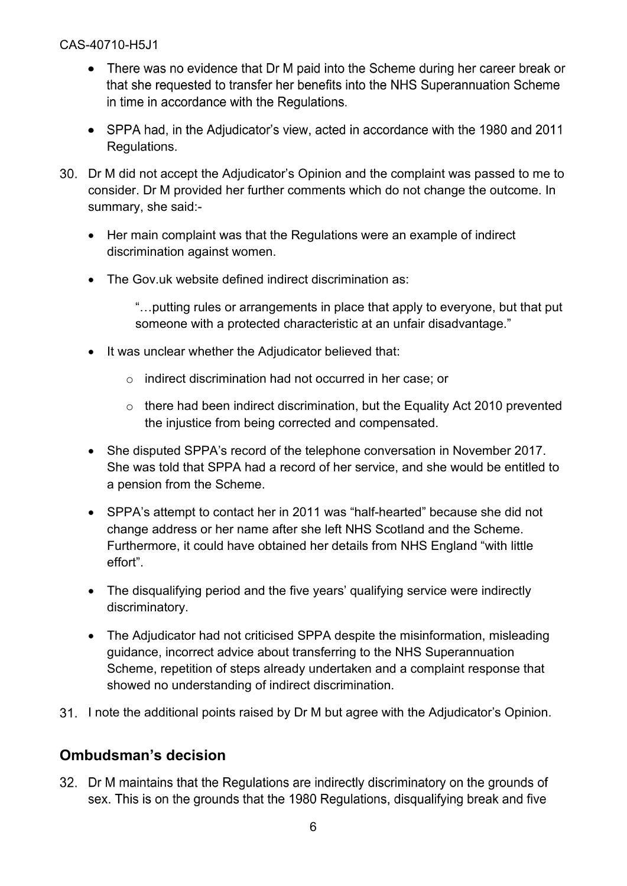- There was no evidence that Dr M paid into the Scheme during her career break or that she requested to transfer her benefits into the NHS Superannuation Scheme in time in accordance with the Regulations.

- SPPA had, in the Adjudicator's view, acted in accordance with the 1980 and 2011 Regulations.

30. Dr M did not accept the Adjudicator's Opinion and the complaint was passed to me to consider. Dr M provided her further comments which do not change the outcome. In summary, she said:-

    - Her main complaint was that the Regulations were an example of indirect discrimination against women.

    - The Gov.uk website defined indirect discrimination as:

        > "…putting rules or arrangements in place that apply to everyone, but that put someone with a protected characteristic at an unfair disadvantage."

    - It was unclear whether the Adjudicator believed that:

        - indirect discrimination had not occurred in her case; or

        - there had been indirect discrimination, but the Equality Act 2010 prevented the injustice from being corrected and compensated.

    - She disputed SPPA's record of the telephone conversation in November 2017. She was told that SPPA had a record of her service, and she would be entitled to a pension from the Scheme.

    - SPPA's attempt to contact her in 2011 was "half-hearted" because she did not change address or her name after she left NHS Scotland and the Scheme. Furthermore, it could have obtained her details from NHS England "with little effort".

    - The disqualifying period and the five years' qualifying service were indirectly discriminatory.

    - The Adjudicator had not criticised SPPA despite the misinformation, misleading guidance, incorrect advice about transferring to the NHS Superannuation Scheme, repetition of steps already undertaken and a complaint response that showed no understanding of indirect discrimination.

31. I note the additional points raised by Dr M but agree with the Adjudicator's Opinion.

## Ombudsman's decision

32. Dr M maintains that the Regulations are indirectly discriminatory on the grounds of sex. This is on the grounds that the 1980 Regulations, disqualifying break and five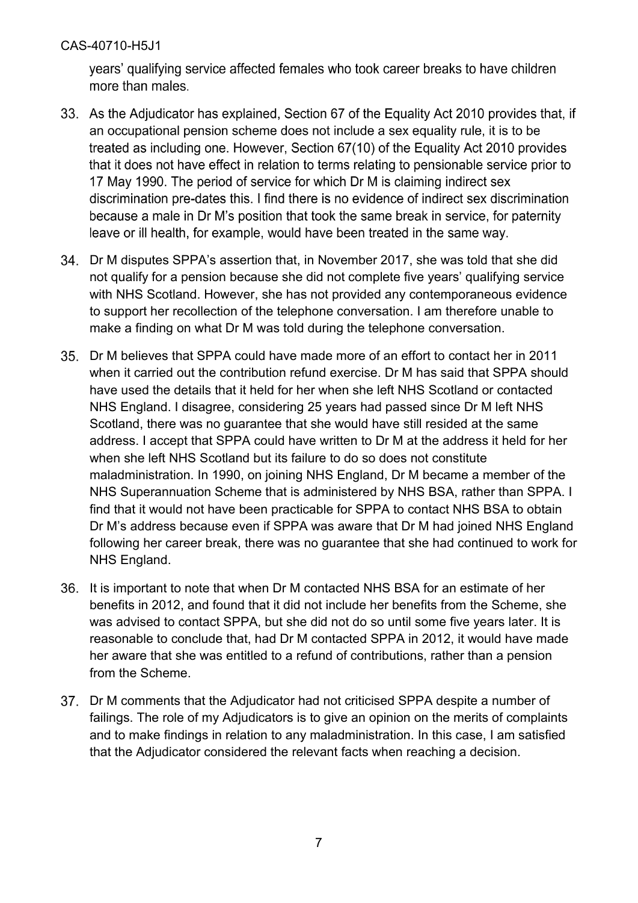years' qualifying service affected females who took career breaks to have children more than males.

33. As the Adjudicator has explained, Section 67 of the Equality Act 2010 provides that, if an occupational pension scheme does not include a sex equality rule, it is to be treated as including one. However, Section 67(10) of the Equality Act 2010 provides that it does not have effect in relation to terms relating to pensionable service prior to 17 May 1990. The period of service for which Dr M is claiming indirect sex discrimination pre-dates this. I find there is no evidence of indirect sex discrimination because a male in Dr M's position that took the same break in service, for paternity leave or ill health, for example, would have been treated in the same way.

34. Dr M disputes SPPA's assertion that, in November 2017, she was told that she did not qualify for a pension because she did not complete five years' qualifying service with NHS Scotland. However, she has not provided any contemporaneous evidence to support her recollection of the telephone conversation. I am therefore unable to make a finding on what Dr M was told during the telephone conversation.

35. Dr M believes that SPPA could have made more of an effort to contact her in 2011 when it carried out the contribution refund exercise. Dr M has said that SPPA should have used the details that it held for her when she left NHS Scotland or contacted NHS England. I disagree, considering 25 years had passed since Dr M left NHS Scotland, there was no guarantee that she would have still resided at the same address. I accept that SPPA could have written to Dr M at the address it held for her when she left NHS Scotland but its failure to do so does not constitute maladministration. In 1990, on joining NHS England, Dr M became a member of the NHS Superannuation Scheme that is administered by NHS BSA, rather than SPPA. I find that it would not have been practicable for SPPA to contact NHS BSA to obtain Dr M's address because even if SPPA was aware that Dr M had joined NHS England following her career break, there was no guarantee that she had continued to work for NHS England.

36. It is important to note that when Dr M contacted NHS BSA for an estimate of her benefits in 2012, and found that it did not include her benefits from the Scheme, she was advised to contact SPPA, but she did not do so until some five years later. It is reasonable to conclude that, had Dr M contacted SPPA in 2012, it would have made her aware that she was entitled to a refund of contributions, rather than a pension from the Scheme.

37. Dr M comments that the Adjudicator had not criticised SPPA despite a number of failings. The role of my Adjudicators is to give an opinion on the merits of complaints and to make findings in relation to any maladministration. In this case, I am satisfied that the Adjudicator considered the relevant facts when reaching a decision.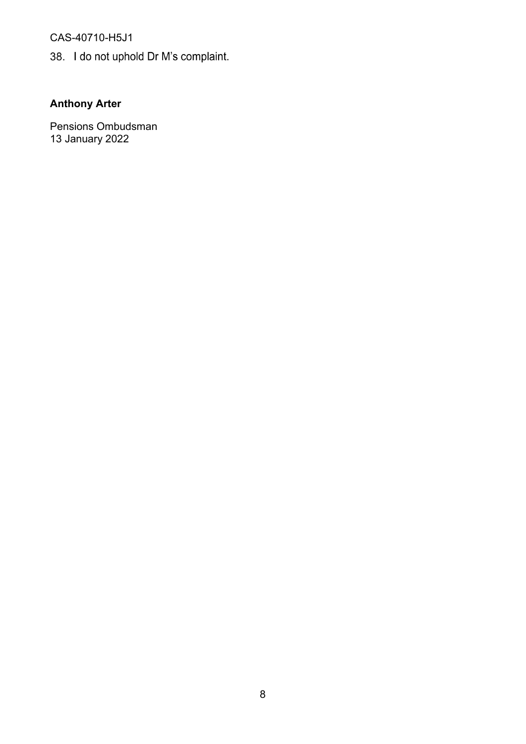38. I do not uphold Dr M's complaint.

**Anthony Arter**

Pensions Ombudsman
13 January 2022